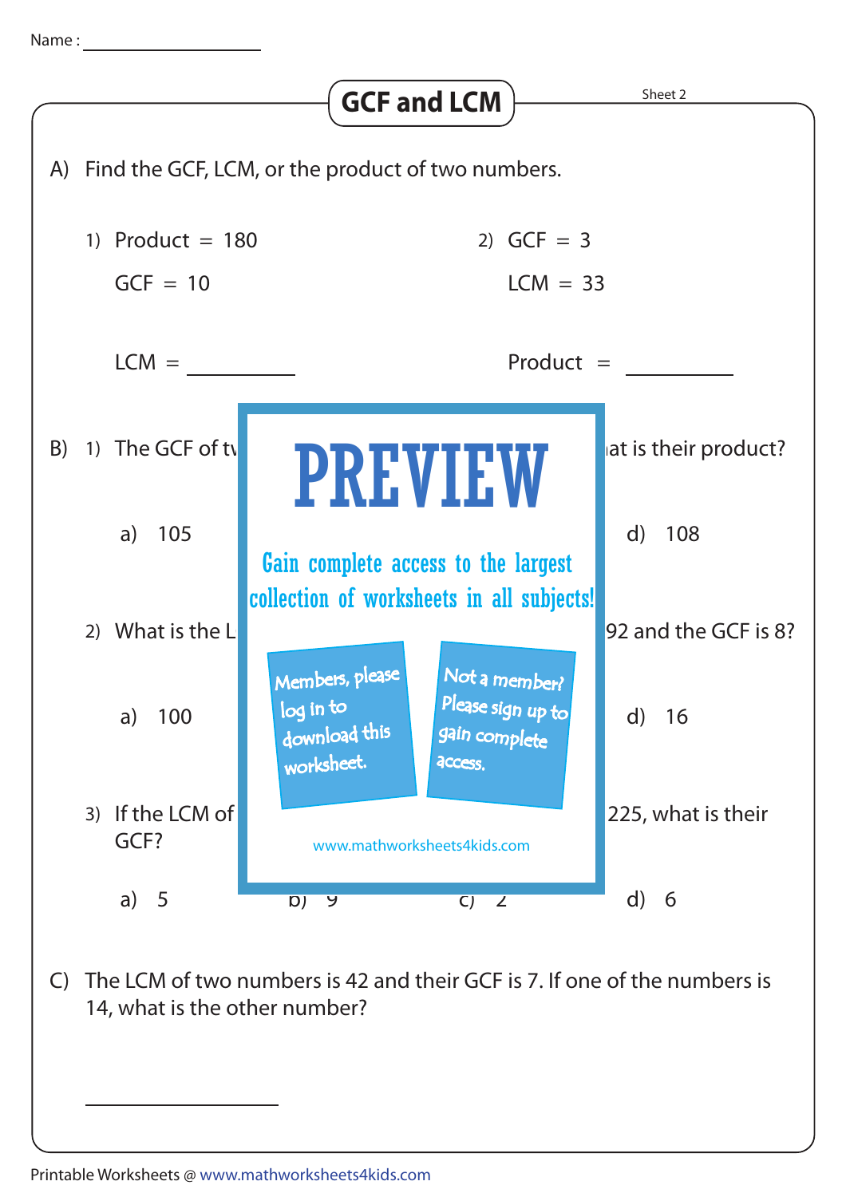Name : ______________

# GCF and LCM

Sheet 2

A) Find the GCF, LCM, or the product of two numbers.

1) Product = 180

GCF = 10

LCM = ________

2) GCF = 3

LCM = 33

Product = ________

B) 1) The GCF of tv ... at is their product?

a) 105 ... d) 108

2) What is the L ... 92 and the GCF is 8?

a) 100 ... d) 16

3) If the LCM of ... 225, what is their GCF?

a) 5 b) 9 c) 2 d) 6

PREVIEW

Gain complete access to the largest collection of worksheets in all subjects!

Members, please log in to download this worksheet.

Not a member? Please sign up to gain complete access.

www.mathworksheets4kids.com

C) The LCM of two numbers is 42 and their GCF is 7. If one of the numbers is 14, what is the other number?

________________

Printable Worksheets @ www.mathworksheets4kids.com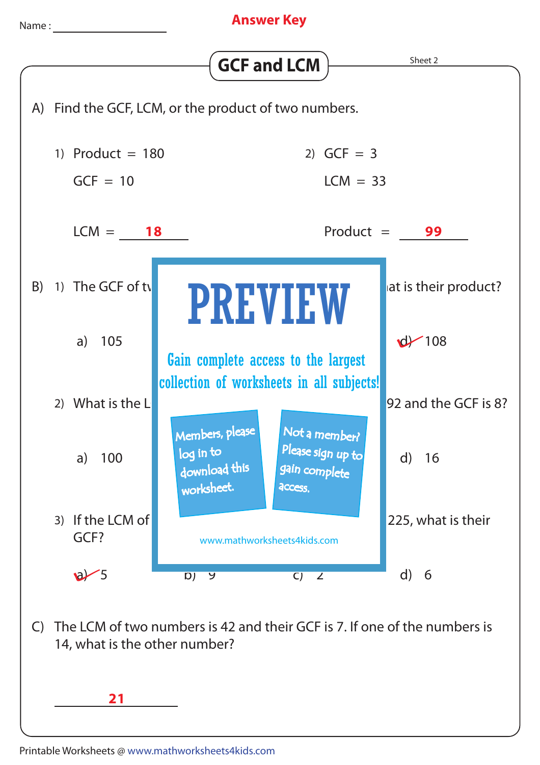Name : ______________

**Answer Key**

# GCF and LCM

Sheet 2

A) Find the GCF, LCM, or the product of two numbers.

1) Product = 180

GCF = 10

LCM = **18**

2) GCF = 3

LCM = 33

Product = **99**

B) 1) The GCF of tv ... at is their product?

a) 105 ... d) 108 ✓

2) What is the L ... 92 and the GCF is 8?

a) 100 ... d) 16

3) If the LCM of ... 225, what is their GCF?

a) 5 ✓ b) 9 c) 2 d) 6

PREVIEW

Gain complete access to the largest collection of worksheets in all subjects!

Members, please log in to download this worksheet.

Not a member? Please sign up to gain complete access.

www.mathworksheets4kids.com

C) The LCM of two numbers is 42 and their GCF is 7. If one of the numbers is 14, what is the other number?

**21**

Printable Worksheets @ www.mathworksheets4kids.com